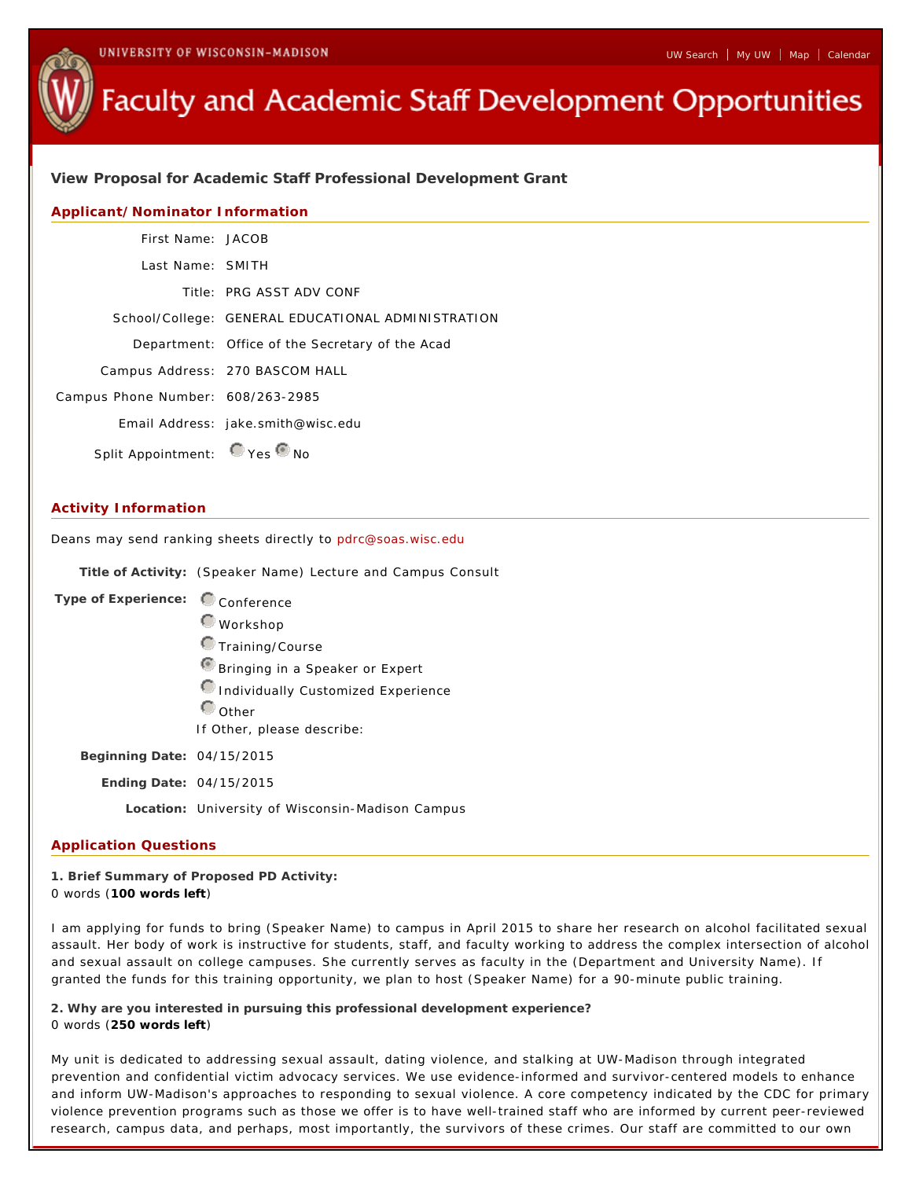UNIVERSITY OF WISCONSIN–MADISON

UW Search | My UW | Map | Calendar

# Faculty and Academic Staff Development Opportunities

## View Proposal for Academic Staff Professional Development Grant

### Applicant/Nominator Information

First Name: JACOB

Last Name: SMITH

Title: PRG ASST ADV CONF

School/College: GENERAL EDUCATIONAL ADMINISTRATION

Department: Office of the Secretary of the Acad

Campus Address: 270 BASCOM HALL

Campus Phone Number: 608/263-2985

Email Address: jake.smith@wisc.edu

Split Appointment: ○ Yes ● No

### Activity Information

Deans may send ranking sheets directly to pdrc@soas.wisc.edu

**Title of Activity:** (Speaker Name) Lecture and Campus Consult

**Type of Experience:**
- ○ Conference
- ○ Workshop
- ○ Training/Course
- ● Bringing in a Speaker or Expert
- ○ Individually Customized Experience
- ○ Other

If Other, please describe:

**Beginning Date:** 04/15/2015

**Ending Date:** 04/15/2015

**Location:** University of Wisconsin-Madison Campus

### Application Questions

**1. Brief Summary of Proposed PD Activity:**
0 words (**100 words left**)

I am applying for funds to bring (Speaker Name) to campus in April 2015 to share her research on alcohol facilitated sexual assault. Her body of work is instructive for students, staff, and faculty working to address the complex intersection of alcohol and sexual assault on college campuses. She currently serves as faculty in the (Department and University Name). If granted the funds for this training opportunity, we plan to host (Speaker Name) for a 90-minute public training.

**2. Why are you interested in pursuing this professional development experience?**
0 words (**250 words left**)

My unit is dedicated to addressing sexual assault, dating violence, and stalking at UW-Madison through integrated prevention and confidential victim advocacy services. We use evidence-informed and survivor-centered models to enhance and inform UW-Madison's approaches to responding to sexual violence. A core competency indicated by the CDC for primary violence prevention programs such as those we offer is to have well-trained staff who are informed by current peer-reviewed research, campus data, and perhaps, most importantly, the survivors of these crimes. Our staff are committed to our own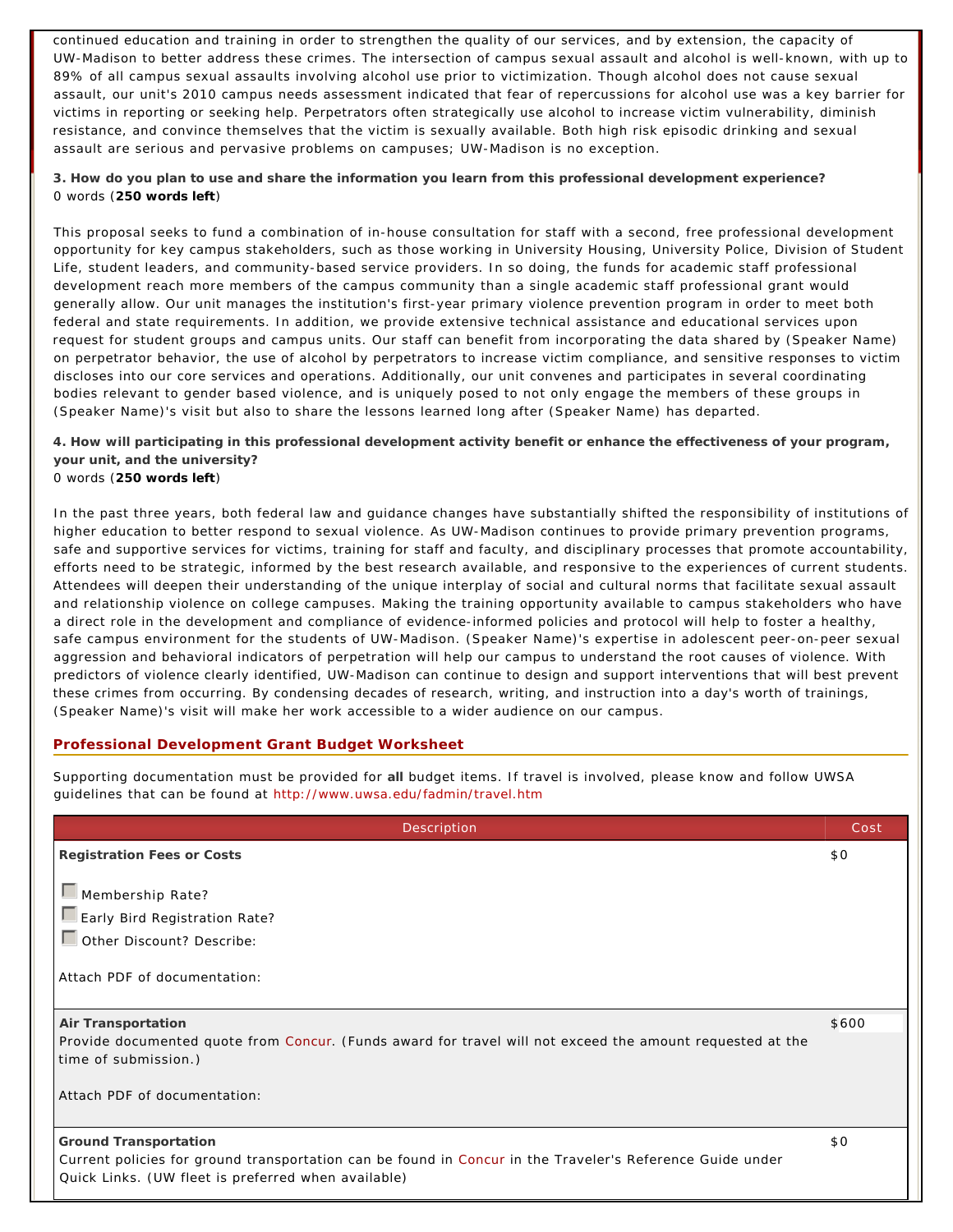continued education and training in order to strengthen the quality of our services, and by extension, the capacity of UW-Madison to better address these crimes. The intersection of campus sexual assault and alcohol is well-known, with up to 89% of all campus sexual assaults involving alcohol use prior to victimization. Though alcohol does not cause sexual assault, our unit's 2010 campus needs assessment indicated that fear of repercussions for alcohol use was a key barrier for victims in reporting or seeking help. Perpetrators often strategically use alcohol to increase victim vulnerability, diminish resistance, and convince themselves that the victim is sexually available. Both high risk episodic drinking and sexual assault are serious and pervasive problems on campuses; UW-Madison is no exception.

**3. How do you plan to use and share the information you learn from this professional development experience?**
0 words (**250 words left**)

This proposal seeks to fund a combination of in-house consultation for staff with a second, free professional development opportunity for key campus stakeholders, such as those working in University Housing, University Police, Division of Student Life, student leaders, and community-based service providers. In so doing, the funds for academic staff professional development reach more members of the campus community than a single academic staff professional grant would generally allow. Our unit manages the institution's first-year primary violence prevention program in order to meet both federal and state requirements. In addition, we provide extensive technical assistance and educational services upon request for student groups and campus units. Our staff can benefit from incorporating the data shared by (Speaker Name) on perpetrator behavior, the use of alcohol by perpetrators to increase victim compliance, and sensitive responses to victim discloses into our core services and operations. Additionally, our unit convenes and participates in several coordinating bodies relevant to gender based violence, and is uniquely posed to not only engage the members of these groups in (Speaker Name)'s visit but also to share the lessons learned long after (Speaker Name) has departed.

**4. How will participating in this professional development activity benefit or enhance the effectiveness of your program, your unit, and the university?**
0 words (**250 words left**)

In the past three years, both federal law and guidance changes have substantially shifted the responsibility of institutions of higher education to better respond to sexual violence. As UW-Madison continues to provide primary prevention programs, safe and supportive services for victims, training for staff and faculty, and disciplinary processes that promote accountability, efforts need to be strategic, informed by the best research available, and responsive to the experiences of current students. Attendees will deepen their understanding of the unique interplay of social and cultural norms that facilitate sexual assault and relationship violence on college campuses. Making the training opportunity available to campus stakeholders who have a direct role in the development and compliance of evidence-informed policies and protocol will help to foster a healthy, safe campus environment for the students of UW-Madison. (Speaker Name)'s expertise in adolescent peer-on-peer sexual aggression and behavioral indicators of perpetration will help our campus to understand the root causes of violence. With predictors of violence clearly identified, UW-Madison can continue to design and support interventions that will best prevent these crimes from occurring. By condensing decades of research, writing, and instruction into a day's worth of trainings, (Speaker Name)'s visit will make her work accessible to a wider audience on our campus.

## Professional Development Grant Budget Worksheet

Supporting documentation must be provided for **all** budget items. If travel is involved, please know and follow UWSA guidelines that can be found at http://www.uwsa.edu/fadmin/travel.htm

| Description | Cost |
|---|---|
| **Registration Fees or Costs**<br><br>☐ Membership Rate?<br>☐ Early Bird Registration Rate?<br>☐ Other Discount? Describe:<br><br>Attach PDF of documentation: | $0 |
| **Air Transportation**<br>Provide documented quote from Concur. (Funds award for travel will not exceed the amount requested at the time of submission.)<br><br>Attach PDF of documentation: | $600 |
| **Ground Transportation**<br>Current policies for ground transportation can be found in Concur in the Traveler's Reference Guide under Quick Links. (UW fleet is preferred when available) | $0 |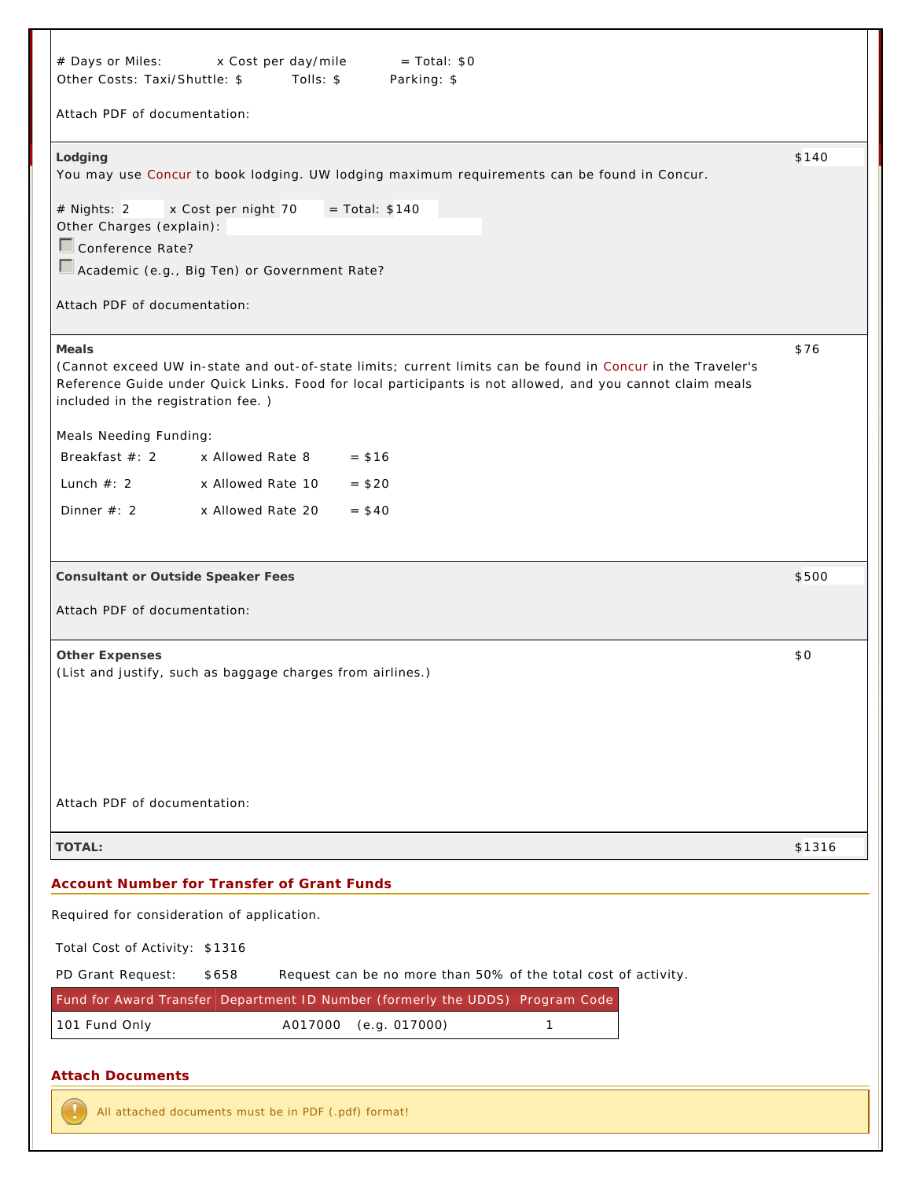# Days or Miles: x Cost per day/mile = Total: $0

Other Costs: Taxi/Shuttle: $ Tolls: $ Parking: $

Attach PDF of documentation:

**Lodging** $140

You may use Concur to book lodging. UW lodging maximum requirements can be found in Concur.

# Nights: 2 x Cost per night 70 = Total: $140

Other Charges (explain):

☐ Conference Rate?

☐ Academic (e.g., Big Ten) or Government Rate?

Attach PDF of documentation:

**Meals** $76

(Cannot exceed UW in-state and out-of-state limits; current limits can be found in Concur in the Traveler's Reference Guide under Quick Links. Food for local participants is not allowed, and you cannot claim meals included in the registration fee. )

Meals Needing Funding:

Breakfast #: 2 x Allowed Rate 8 = $16

Lunch #: 2 x Allowed Rate 10 = $20

Dinner #: 2 x Allowed Rate 20 = $40

**Consultant or Outside Speaker Fees** $500

Attach PDF of documentation:

**Other Expenses** $0

(List and justify, such as baggage charges from airlines.)

Attach PDF of documentation:

**TOTAL:** $1316

## Account Number for Transfer of Grant Funds

Required for consideration of application.

Total Cost of Activity: $1316

PD Grant Request: $658 Request can be no more than 50% of the total cost of activity.

| Fund for Award Transfer | Department ID Number (formerly the UDDS) | Program Code |
|---|---|---|
| 101 Fund Only | A017000 (e.g. 017000) | 1 |

## Attach Documents

All attached documents must be in PDF (.pdf) format!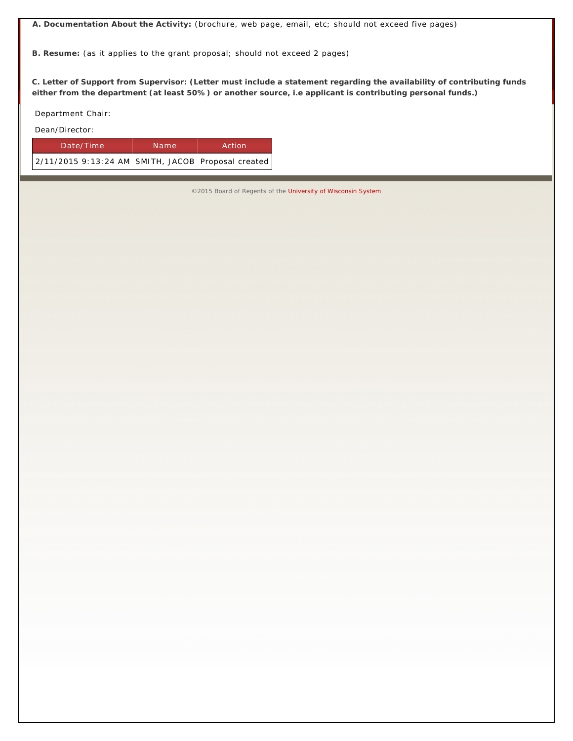**A. Documentation About the Activity:** (brochure, web page, email, etc; should not exceed five pages)

**B. Resume:** (as it applies to the grant proposal; should not exceed 2 pages)

**C. Letter of Support from Supervisor: (Letter must include a statement regarding the availability of contributing funds either from the department (at least 50% ) or another source, i.e applicant is contributing personal funds.)**

Department Chair:

Dean/Director:

| Date/Time | Name | Action |
|---|---|---|
| 2/11/2015 9:13:24 AM | SMITH, JACOB | Proposal created |

©2015 Board of Regents of the University of Wisconsin System